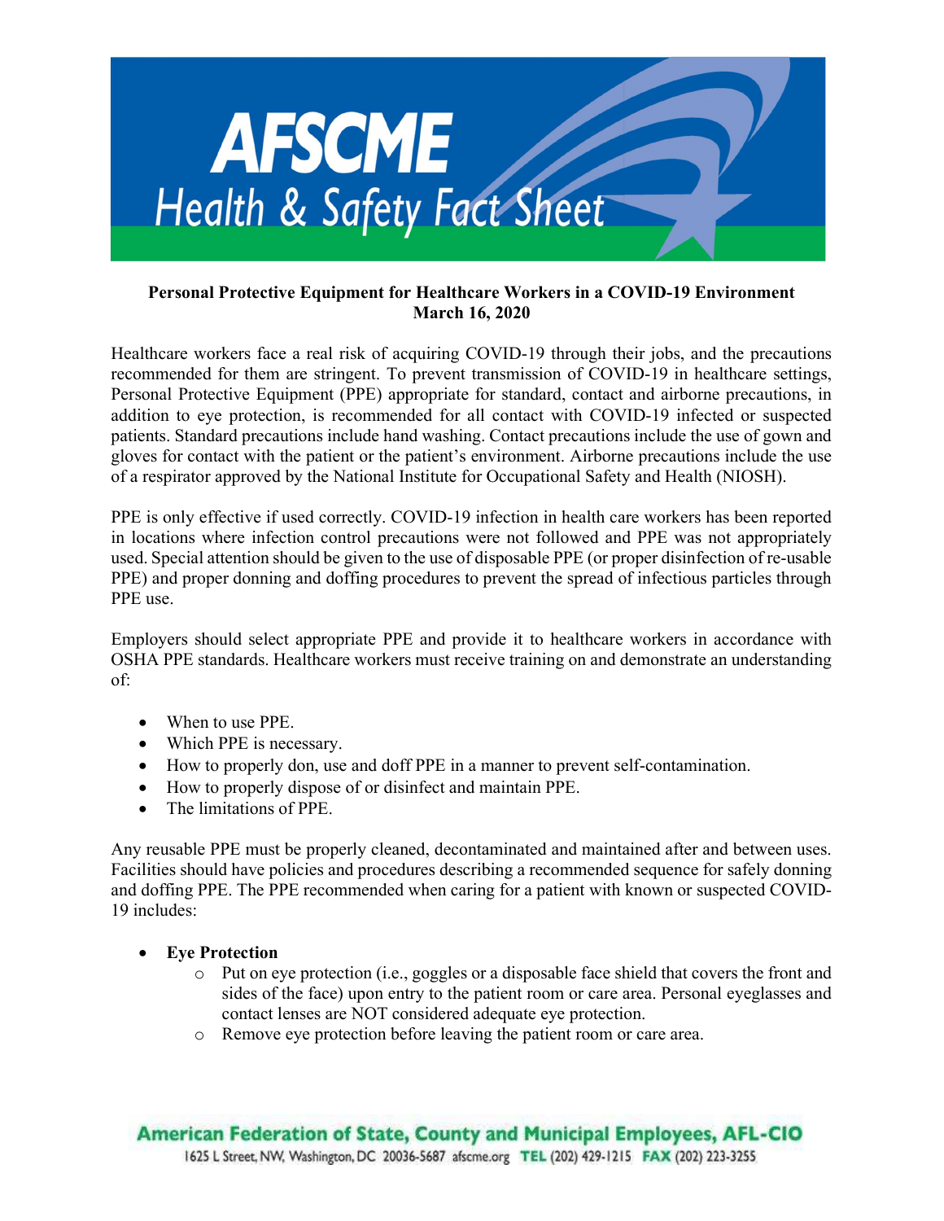# AFSCME Health & Safety Fact Sheet

**Personal Protective Equipment for Healthcare Workers in a COVID-19 Environment**
**March 16, 2020**

Healthcare workers face a real risk of acquiring COVID-19 through their jobs, and the precautions recommended for them are stringent. To prevent transmission of COVID-19 in healthcare settings, Personal Protective Equipment (PPE) appropriate for standard, contact and airborne precautions, in addition to eye protection, is recommended for all contact with COVID-19 infected or suspected patients. Standard precautions include hand washing. Contact precautions include the use of gown and gloves for contact with the patient or the patient's environment. Airborne precautions include the use of a respirator approved by the National Institute for Occupational Safety and Health (NIOSH).

PPE is only effective if used correctly. COVID-19 infection in health care workers has been reported in locations where infection control precautions were not followed and PPE was not appropriately used. Special attention should be given to the use of disposable PPE (or proper disinfection of re-usable PPE) and proper donning and doffing procedures to prevent the spread of infectious particles through PPE use.

Employers should select appropriate PPE and provide it to healthcare workers in accordance with OSHA PPE standards. Healthcare workers must receive training on and demonstrate an understanding of:

- When to use PPE.
- Which PPE is necessary.
- How to properly don, use and doff PPE in a manner to prevent self-contamination.
- How to properly dispose of or disinfect and maintain PPE.
- The limitations of PPE.

Any reusable PPE must be properly cleaned, decontaminated and maintained after and between uses. Facilities should have policies and procedures describing a recommended sequence for safely donning and doffing PPE. The PPE recommended when caring for a patient with known or suspected COVID-19 includes:

- **Eye Protection**
  - Put on eye protection (i.e., goggles or a disposable face shield that covers the front and sides of the face) upon entry to the patient room or care area. Personal eyeglasses and contact lenses are NOT considered adequate eye protection.
  - Remove eye protection before leaving the patient room or care area.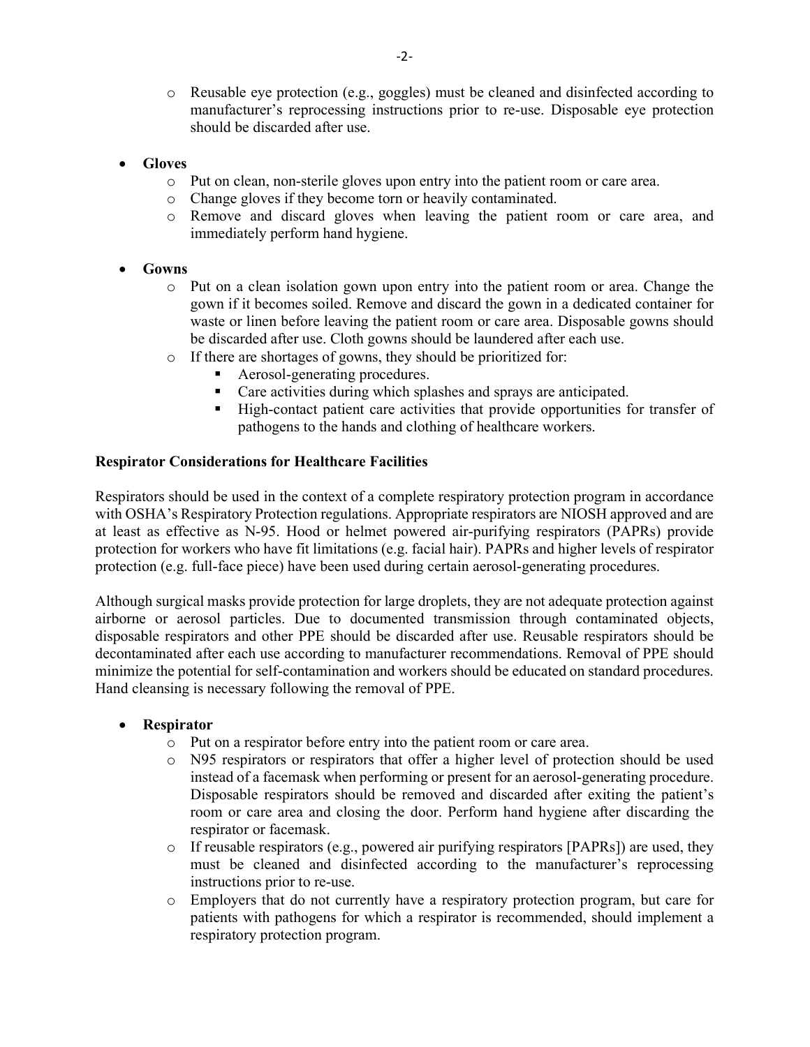- Reusable eye protection (e.g., goggles) must be cleaned and disinfected according to manufacturer's reprocessing instructions prior to re-use. Disposable eye protection should be discarded after use.

- **Gloves**
  - Put on clean, non-sterile gloves upon entry into the patient room or care area.
  - Change gloves if they become torn or heavily contaminated.
  - Remove and discard gloves when leaving the patient room or care area, and immediately perform hand hygiene.

- **Gowns**
  - Put on a clean isolation gown upon entry into the patient room or area. Change the gown if it becomes soiled. Remove and discard the gown in a dedicated container for waste or linen before leaving the patient room or care area. Disposable gowns should be discarded after use. Cloth gowns should be laundered after each use.
  - If there are shortages of gowns, they should be prioritized for:
    - Aerosol-generating procedures.
    - Care activities during which splashes and sprays are anticipated.
    - High-contact patient care activities that provide opportunities for transfer of pathogens to the hands and clothing of healthcare workers.

**Respirator Considerations for Healthcare Facilities**

Respirators should be used in the context of a complete respiratory protection program in accordance with OSHA's Respiratory Protection regulations. Appropriate respirators are NIOSH approved and are at least as effective as N-95. Hood or helmet powered air-purifying respirators (PAPRs) provide protection for workers who have fit limitations (e.g. facial hair). PAPRs and higher levels of respirator protection (e.g. full-face piece) have been used during certain aerosol-generating procedures.

Although surgical masks provide protection for large droplets, they are not adequate protection against airborne or aerosol particles. Due to documented transmission through contaminated objects, disposable respirators and other PPE should be discarded after use. Reusable respirators should be decontaminated after each use according to manufacturer recommendations. Removal of PPE should minimize the potential for self-contamination and workers should be educated on standard procedures. Hand cleansing is necessary following the removal of PPE.

- **Respirator**
  - Put on a respirator before entry into the patient room or care area.
  - N95 respirators or respirators that offer a higher level of protection should be used instead of a facemask when performing or present for an aerosol-generating procedure. Disposable respirators should be removed and discarded after exiting the patient's room or care area and closing the door. Perform hand hygiene after discarding the respirator or facemask.
  - If reusable respirators (e.g., powered air purifying respirators [PAPRs]) are used, they must be cleaned and disinfected according to the manufacturer's reprocessing instructions prior to re-use.
  - Employers that do not currently have a respiratory protection program, but care for patients with pathogens for which a respirator is recommended, should implement a respiratory protection program.